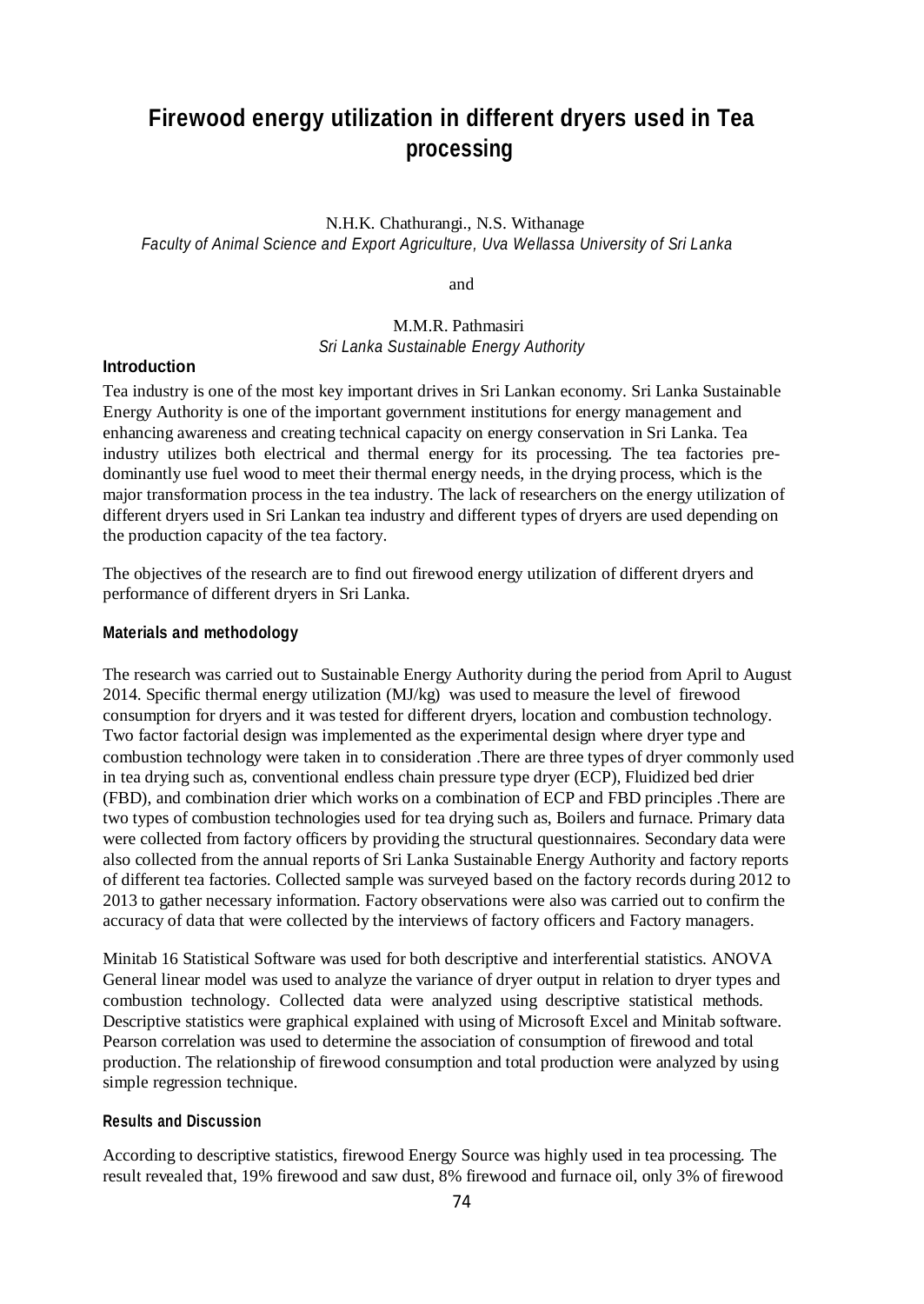# Firewood energy utilization in different dryers used in Tea processing

N.H.K. Chathurangi., N.S. Withanage
*Faculty of Animal Science and Export Agriculture, Uva Wellassa University of Sri Lanka*

and

M.M.R. Pathmasiri
*Sri Lanka Sustainable Energy Authority*

## Introduction

Tea industry is one of the most key important drives in Sri Lankan economy. Sri Lanka Sustainable Energy Authority is one of the important government institutions for energy management and enhancing awareness and creating technical capacity on energy conservation in Sri Lanka. Tea industry utilizes both electrical and thermal energy for its processing. The tea factories pre-dominantly use fuel wood to meet their thermal energy needs, in the drying process, which is the major transformation process in the tea industry. The lack of researchers on the energy utilization of different dryers used in Sri Lankan tea industry and different types of dryers are used depending on the production capacity of the tea factory.

The objectives of the research are to find out firewood energy utilization of different dryers and performance of different dryers in Sri Lanka.

## Materials and methodology

The research was carried out to Sustainable Energy Authority during the period from April to August 2014. Specific thermal energy utilization (MJ/kg) was used to measure the level of firewood consumption for dryers and it was tested for different dryers, location and combustion technology. Two factor factorial design was implemented as the experimental design where dryer type and combustion technology were taken in to consideration .There are three types of dryer commonly used in tea drying such as, conventional endless chain pressure type dryer (ECP), Fluidized bed drier (FBD), and combination drier which works on a combination of ECP and FBD principles .There are two types of combustion technologies used for tea drying such as, Boilers and furnace. Primary data were collected from factory officers by providing the structural questionnaires. Secondary data were also collected from the annual reports of Sri Lanka Sustainable Energy Authority and factory reports of different tea factories. Collected sample was surveyed based on the factory records during 2012 to 2013 to gather necessary information. Factory observations were also was carried out to confirm the accuracy of data that were collected by the interviews of factory officers and Factory managers.

Minitab 16 Statistical Software was used for both descriptive and interferential statistics. ANOVA General linear model was used to analyze the variance of dryer output in relation to dryer types and combustion technology. Collected data were analyzed using descriptive statistical methods. Descriptive statistics were graphical explained with using of Microsoft Excel and Minitab software. Pearson correlation was used to determine the association of consumption of firewood and total production. The relationship of firewood consumption and total production were analyzed by using simple regression technique.

## Results and Discussion

According to descriptive statistics, firewood Energy Source was highly used in tea processing. The result revealed that, 19% firewood and saw dust, 8% firewood and furnace oil, only 3% of firewood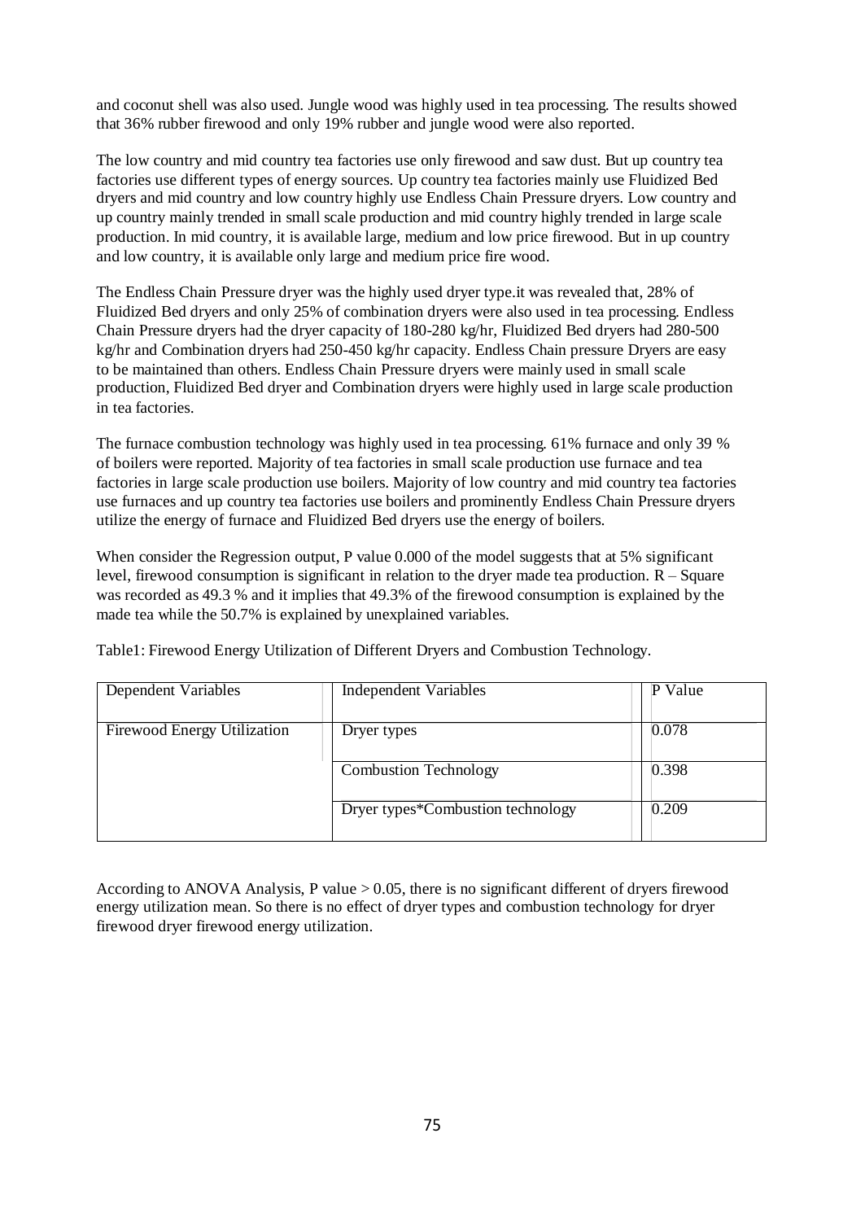and coconut shell was also used. Jungle wood was highly used in tea processing. The results showed that 36% rubber firewood and only 19% rubber and jungle wood were also reported.

The low country and mid country tea factories use only firewood and saw dust. But up country tea factories use different types of energy sources. Up country tea factories mainly use Fluidized Bed dryers and mid country and low country highly use Endless Chain Pressure dryers. Low country and up country mainly trended in small scale production and mid country highly trended in large scale production. In mid country, it is available large, medium and low price firewood. But in up country and low country, it is available only large and medium price fire wood.

The Endless Chain Pressure dryer was the highly used dryer type.it was revealed that, 28% of Fluidized Bed dryers and only 25% of combination dryers were also used in tea processing. Endless Chain Pressure dryers had the dryer capacity of 180-280 kg/hr, Fluidized Bed dryers had 280-500 kg/hr and Combination dryers had 250-450 kg/hr capacity. Endless Chain pressure Dryers are easy to be maintained than others. Endless Chain Pressure dryers were mainly used in small scale production, Fluidized Bed dryer and Combination dryers were highly used in large scale production in tea factories.

The furnace combustion technology was highly used in tea processing. 61% furnace and only 39 % of boilers were reported. Majority of tea factories in small scale production use furnace and tea factories in large scale production use boilers. Majority of low country and mid country tea factories use furnaces and up country tea factories use boilers and prominently Endless Chain Pressure dryers utilize the energy of furnace and Fluidized Bed dryers use the energy of boilers.

When consider the Regression output, P value 0.000 of the model suggests that at 5% significant level, firewood consumption is significant in relation to the dryer made tea production. R – Square was recorded as 49.3 % and it implies that 49.3% of the firewood consumption is explained by the made tea while the 50.7% is explained by unexplained variables.

Table1: Firewood Energy Utilization of Different Dryers and Combustion Technology.

| Dependent Variables | Independent Variables | P Value |
|---|---|---|
| Firewood Energy Utilization | Dryer types | 0.078 |
| | Combustion Technology | 0.398 |
| | Dryer types*Combustion technology | 0.209 |

According to ANOVA Analysis, P value > 0.05, there is no significant different of dryers firewood energy utilization mean. So there is no effect of dryer types and combustion technology for dryer firewood dryer firewood energy utilization.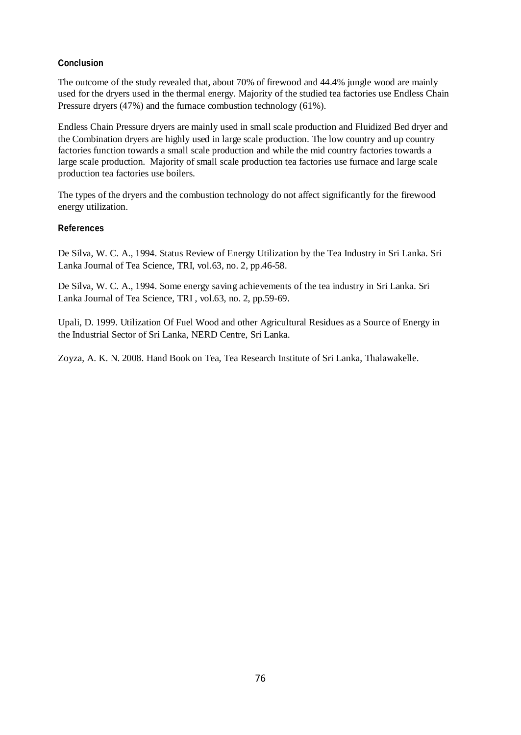## Conclusion

The outcome of the study revealed that, about 70% of firewood and 44.4% jungle wood are mainly used for the dryers used in the thermal energy. Majority of the studied tea factories use Endless Chain Pressure dryers (47%) and the furnace combustion technology (61%).

Endless Chain Pressure dryers are mainly used in small scale production and Fluidized Bed dryer and the Combination dryers are highly used in large scale production. The low country and up country factories function towards a small scale production and while the mid country factories towards a large scale production. Majority of small scale production tea factories use furnace and large scale production tea factories use boilers.

The types of the dryers and the combustion technology do not affect significantly for the firewood energy utilization.

## References

De Silva, W. C. A., 1994. Status Review of Energy Utilization by the Tea Industry in Sri Lanka. Sri Lanka Journal of Tea Science, TRI, vol.63, no. 2, pp.46-58.

De Silva, W. C. A., 1994. Some energy saving achievements of the tea industry in Sri Lanka. Sri Lanka Journal of Tea Science, TRI , vol.63, no. 2, pp.59-69.

Upali, D. 1999. Utilization Of Fuel Wood and other Agricultural Residues as a Source of Energy in the Industrial Sector of Sri Lanka, NERD Centre, Sri Lanka.

Zoyza, A. K. N. 2008. Hand Book on Tea, Tea Research Institute of Sri Lanka, Thalawakelle.